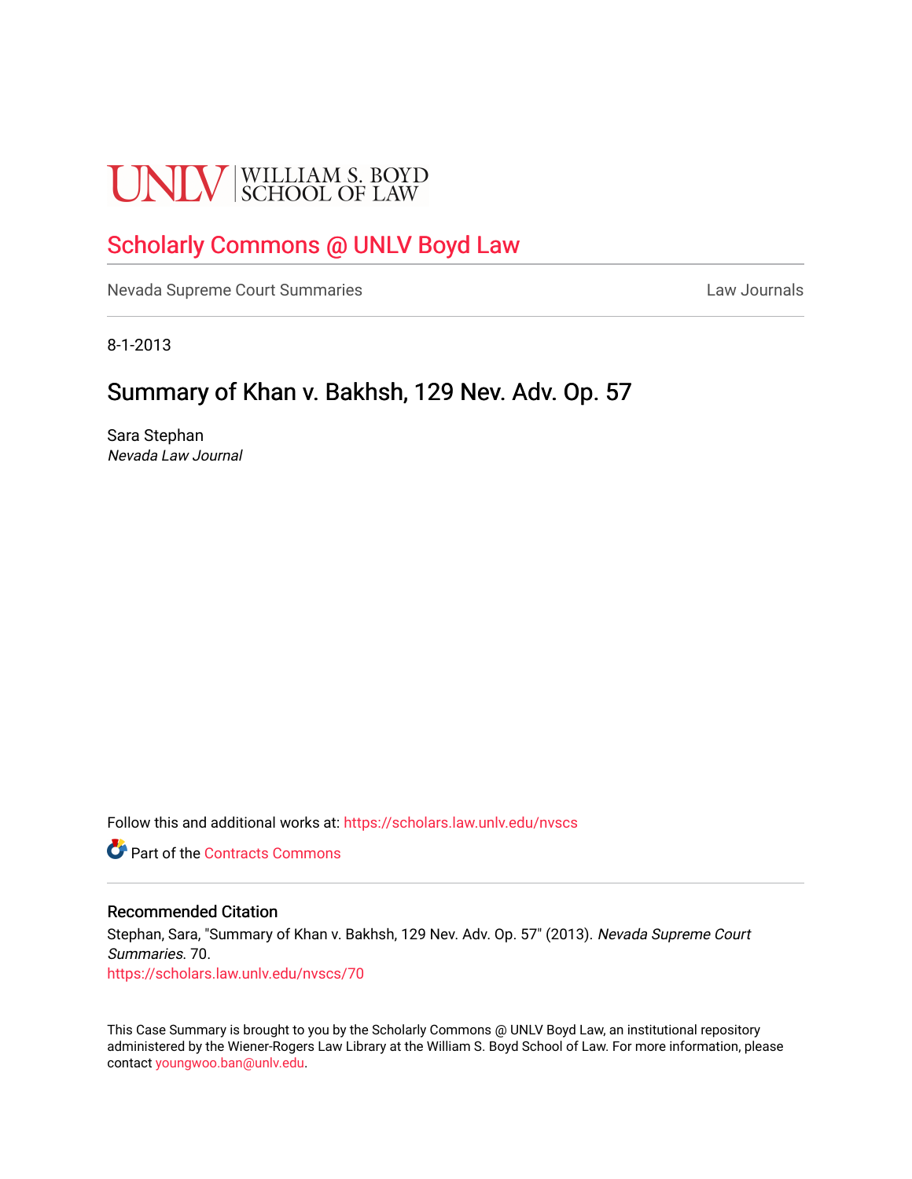UNLV | WILLIAM S. BOYD SCHOOL OF LAW

## Scholarly Commons @ UNLV Boyd Law

Nevada Supreme Court Summaries | Law Journals

8-1-2013

# Summary of Khan v. Bakhsh, 129 Nev. Adv. Op. 57

Sara Stephan
*Nevada Law Journal*

Follow this and additional works at: https://scholars.law.unlv.edu/nvscs

Part of the Contracts Commons

### Recommended Citation

Stephan, Sara, "Summary of Khan v. Bakhsh, 129 Nev. Adv. Op. 57" (2013). *Nevada Supreme Court Summaries*. 70.
https://scholars.law.unlv.edu/nvscs/70

This Case Summary is brought to you by the Scholarly Commons @ UNLV Boyd Law, an institutional repository administered by the Wiener-Rogers Law Library at the William S. Boyd School of Law. For more information, please contact youngwoo.ban@unlv.edu.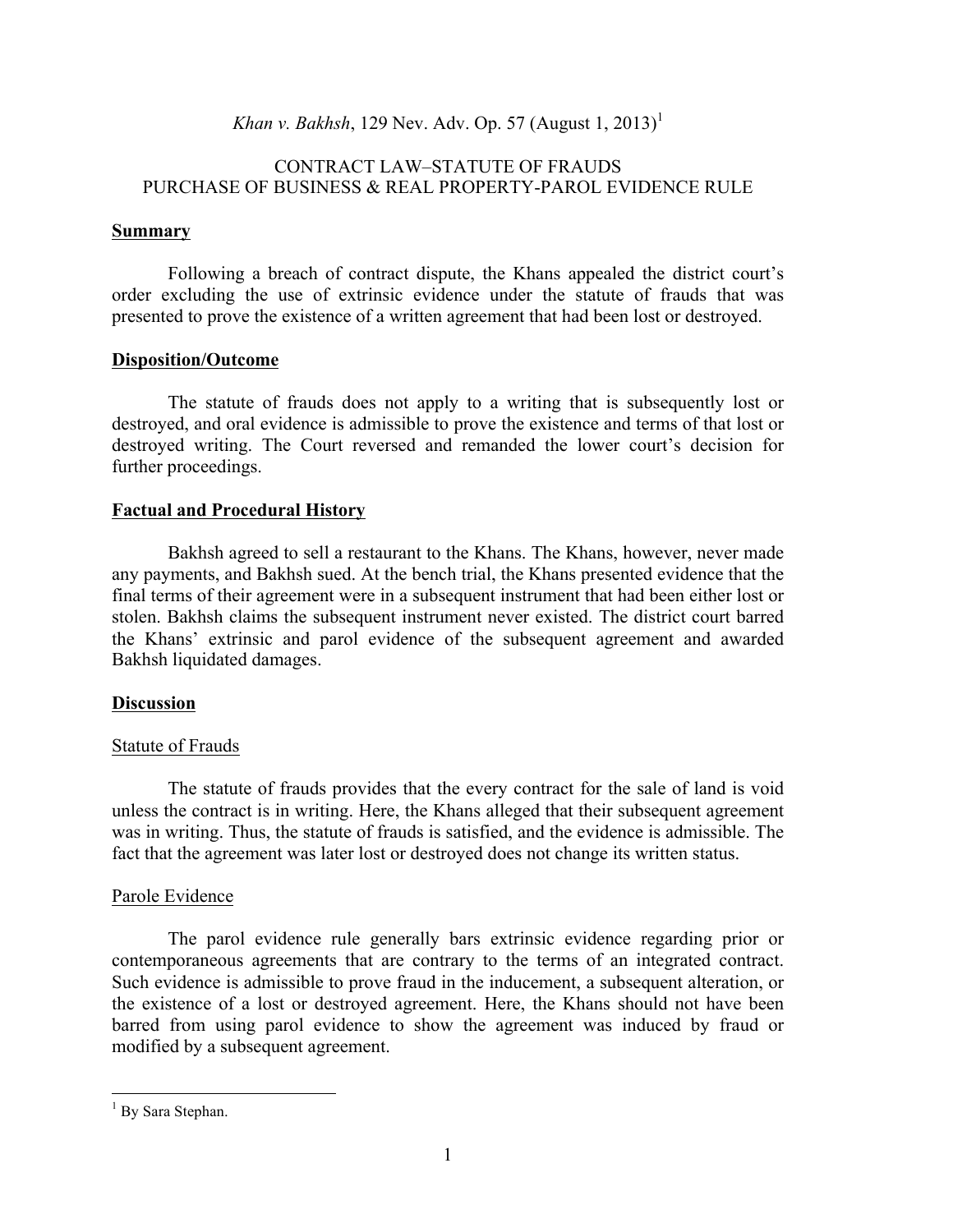*Khan v. Bakhsh*, 129 Nev. Adv. Op. 57 (August 1, 2013)[1]

CONTRACT LAW–STATUTE OF FRAUDS
PURCHASE OF BUSINESS & REAL PROPERTY-PAROL EVIDENCE RULE

**Summary**

Following a breach of contract dispute, the Khans appealed the district court's order excluding the use of extrinsic evidence under the statute of frauds that was presented to prove the existence of a written agreement that had been lost or destroyed.

**Disposition/Outcome**

The statute of frauds does not apply to a writing that is subsequently lost or destroyed, and oral evidence is admissible to prove the existence and terms of that lost or destroyed writing. The Court reversed and remanded the lower court's decision for further proceedings.

**Factual and Procedural History**

Bakhsh agreed to sell a restaurant to the Khans. The Khans, however, never made any payments, and Bakhsh sued. At the bench trial, the Khans presented evidence that the final terms of their agreement were in a subsequent instrument that had been either lost or stolen. Bakhsh claims the subsequent instrument never existed. The district court barred the Khans' extrinsic and parol evidence of the subsequent agreement and awarded Bakhsh liquidated damages.

**Discussion**

Statute of Frauds

The statute of frauds provides that the every contract for the sale of land is void unless the contract is in writing. Here, the Khans alleged that their subsequent agreement was in writing. Thus, the statute of frauds is satisfied, and the evidence is admissible. The fact that the agreement was later lost or destroyed does not change its written status.

Parole Evidence

The parol evidence rule generally bars extrinsic evidence regarding prior or contemporaneous agreements that are contrary to the terms of an integrated contract. Such evidence is admissible to prove fraud in the inducement, a subsequent alteration, or the existence of a lost or destroyed agreement. Here, the Khans should not have been barred from using parol evidence to show the agreement was induced by fraud or modified by a subsequent agreement.

---

[1] By Sara Stephan.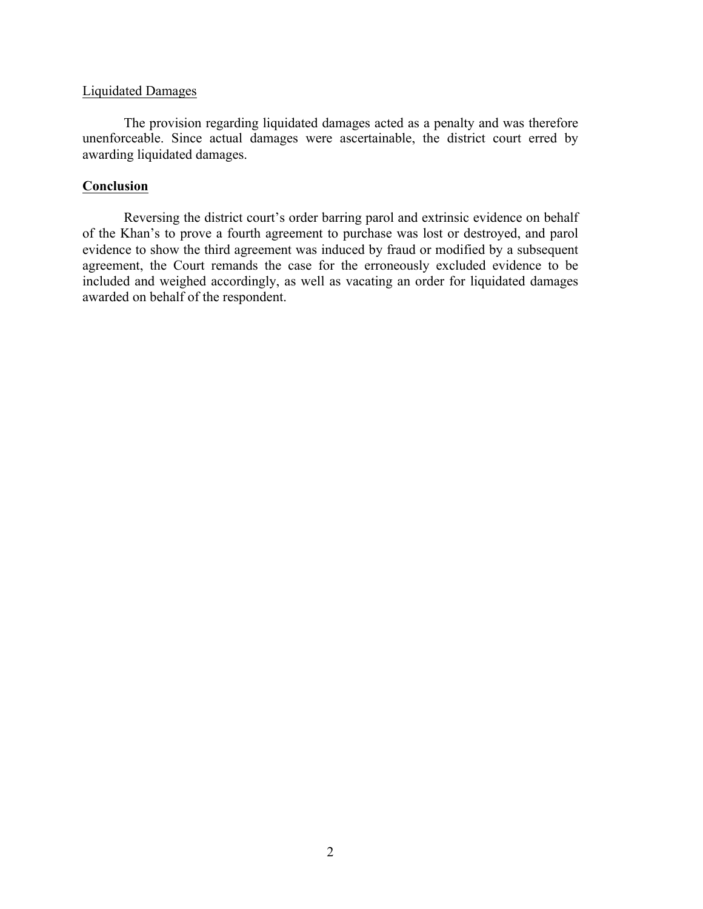Liquidated Damages

The provision regarding liquidated damages acted as a penalty and was therefore unenforceable. Since actual damages were ascertainable, the district court erred by awarding liquidated damages.

**Conclusion**

Reversing the district court's order barring parol and extrinsic evidence on behalf of the Khan's to prove a fourth agreement to purchase was lost or destroyed, and parol evidence to show the third agreement was induced by fraud or modified by a subsequent agreement, the Court remands the case for the erroneously excluded evidence to be included and weighed accordingly, as well as vacating an order for liquidated damages awarded on behalf of the respondent.